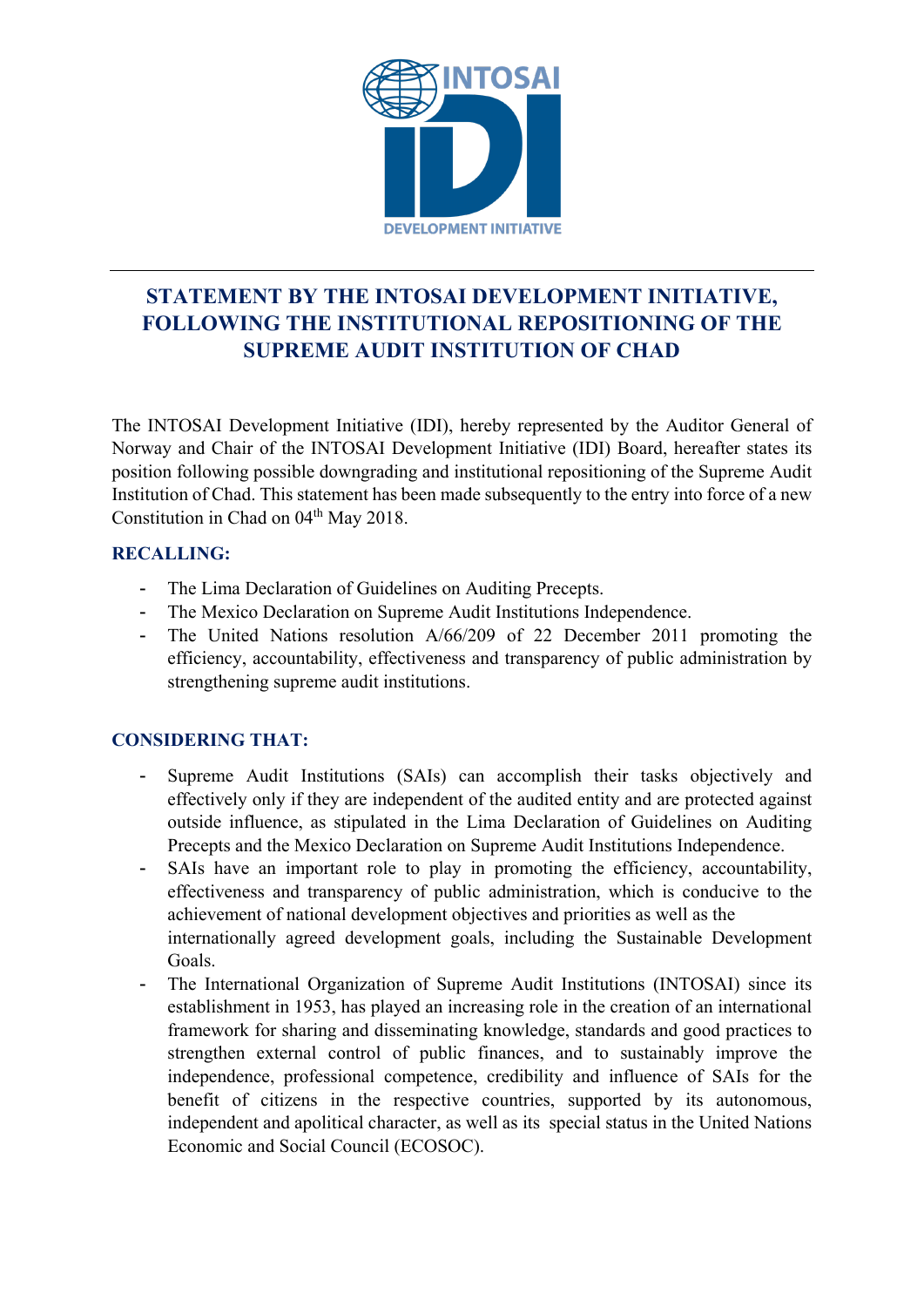# STATEMENT BY THE INTOSAI DEVELOPMENT INITIATIVE, FOLLOWING THE INSTITUTIONAL REPOSITIONING OF THE SUPREME AUDIT INSTITUTION OF CHAD

The INTOSAI Development Initiative (IDI), hereby represented by the Auditor General of Norway and Chair of the INTOSAI Development Initiative (IDI) Board, hereafter states its position following possible downgrading and institutional repositioning of the Supreme Audit Institution of Chad. This statement has been made subsequently to the entry into force of a new Constitution in Chad on 04th May 2018.

## RECALLING:

- The Lima Declaration of Guidelines on Auditing Precepts.
- The Mexico Declaration on Supreme Audit Institutions Independence.
- The United Nations resolution A/66/209 of 22 December 2011 promoting the efficiency, accountability, effectiveness and transparency of public administration by strengthening supreme audit institutions.

## CONSIDERING THAT:

- Supreme Audit Institutions (SAIs) can accomplish their tasks objectively and effectively only if they are independent of the audited entity and are protected against outside influence, as stipulated in the Lima Declaration of Guidelines on Auditing Precepts and the Mexico Declaration on Supreme Audit Institutions Independence.
- SAIs have an important role to play in promoting the efficiency, accountability, effectiveness and transparency of public administration, which is conducive to the achievement of national development objectives and priorities as well as the internationally agreed development goals, including the Sustainable Development Goals.
- The International Organization of Supreme Audit Institutions (INTOSAI) since its establishment in 1953, has played an increasing role in the creation of an international framework for sharing and disseminating knowledge, standards and good practices to strengthen external control of public finances, and to sustainably improve the independence, professional competence, credibility and influence of SAIs for the benefit of citizens in the respective countries, supported by its autonomous, independent and apolitical character, as well as its special status in the United Nations Economic and Social Council (ECOSOC).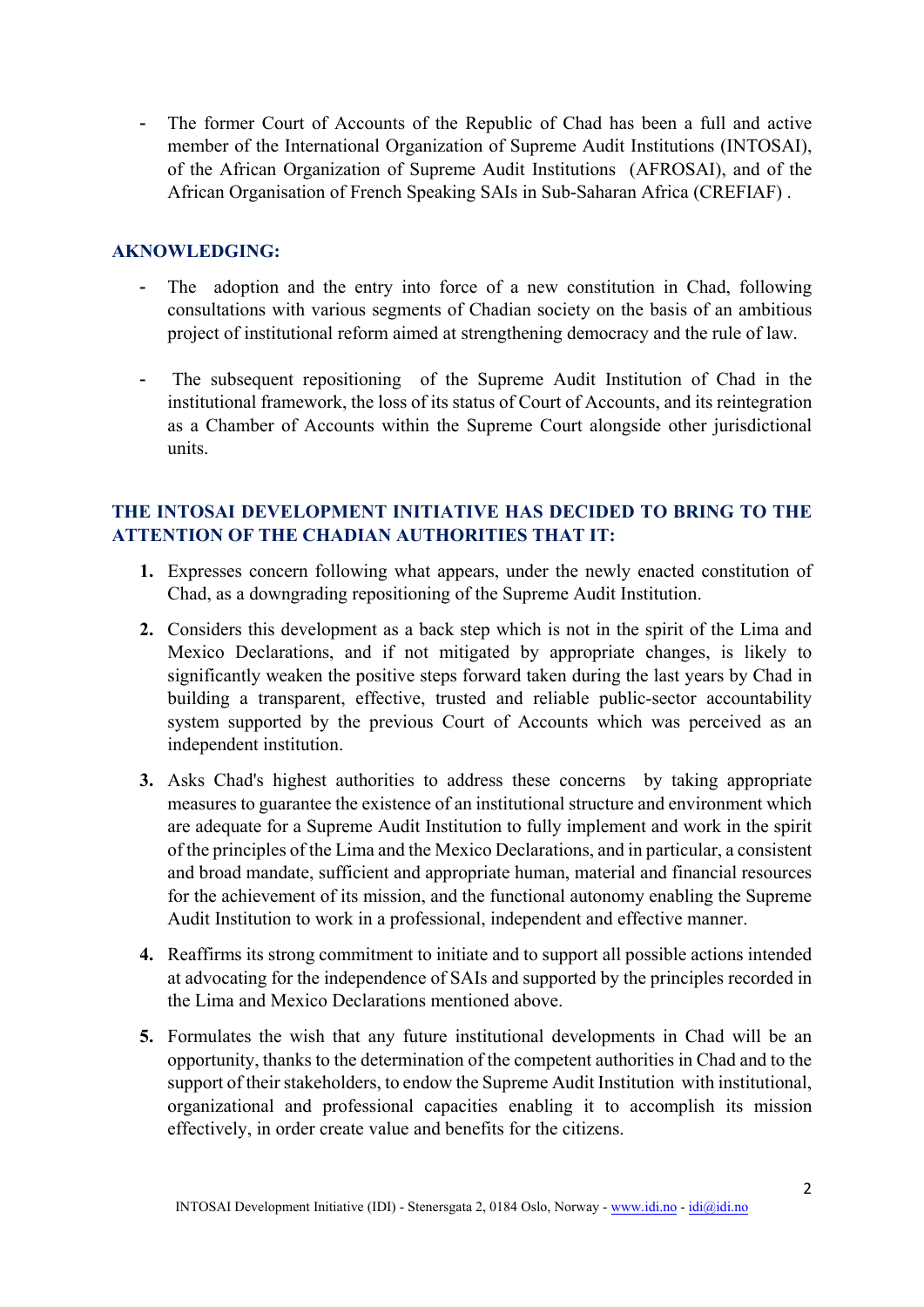- The former Court of Accounts of the Republic of Chad has been a full and active member of the International Organization of Supreme Audit Institutions (INTOSAI), of the African Organization of Supreme Audit Institutions (AFROSAI), and of the African Organisation of French Speaking SAIs in Sub-Saharan Africa (CREFIAF) .

**AKNOWLEDGING:**

- The adoption and the entry into force of a new constitution in Chad, following consultations with various segments of Chadian society on the basis of an ambitious project of institutional reform aimed at strengthening democracy and the rule of law.
- The subsequent repositioning of the Supreme Audit Institution of Chad in the institutional framework, the loss of its status of Court of Accounts, and its reintegration as a Chamber of Accounts within the Supreme Court alongside other jurisdictional units.

**THE INTOSAI DEVELOPMENT INITIATIVE HAS DECIDED TO BRING TO THE ATTENTION OF THE CHADIAN AUTHORITIES THAT IT:**

1. Expresses concern following what appears, under the newly enacted constitution of Chad, as a downgrading repositioning of the Supreme Audit Institution.
2. Considers this development as a back step which is not in the spirit of the Lima and Mexico Declarations, and if not mitigated by appropriate changes, is likely to significantly weaken the positive steps forward taken during the last years by Chad in building a transparent, effective, trusted and reliable public-sector accountability system supported by the previous Court of Accounts which was perceived as an independent institution.
3. Asks Chad's highest authorities to address these concerns by taking appropriate measures to guarantee the existence of an institutional structure and environment which are adequate for a Supreme Audit Institution to fully implement and work in the spirit of the principles of the Lima and the Mexico Declarations, and in particular, a consistent and broad mandate, sufficient and appropriate human, material and financial resources for the achievement of its mission, and the functional autonomy enabling the Supreme Audit Institution to work in a professional, independent and effective manner.
4. Reaffirms its strong commitment to initiate and to support all possible actions intended at advocating for the independence of SAIs and supported by the principles recorded in the Lima and Mexico Declarations mentioned above.
5. Formulates the wish that any future institutional developments in Chad will be an opportunity, thanks to the determination of the competent authorities in Chad and to the support of their stakeholders, to endow the Supreme Audit Institution with institutional, organizational and professional capacities enabling it to accomplish its mission effectively, in order create value and benefits for the citizens.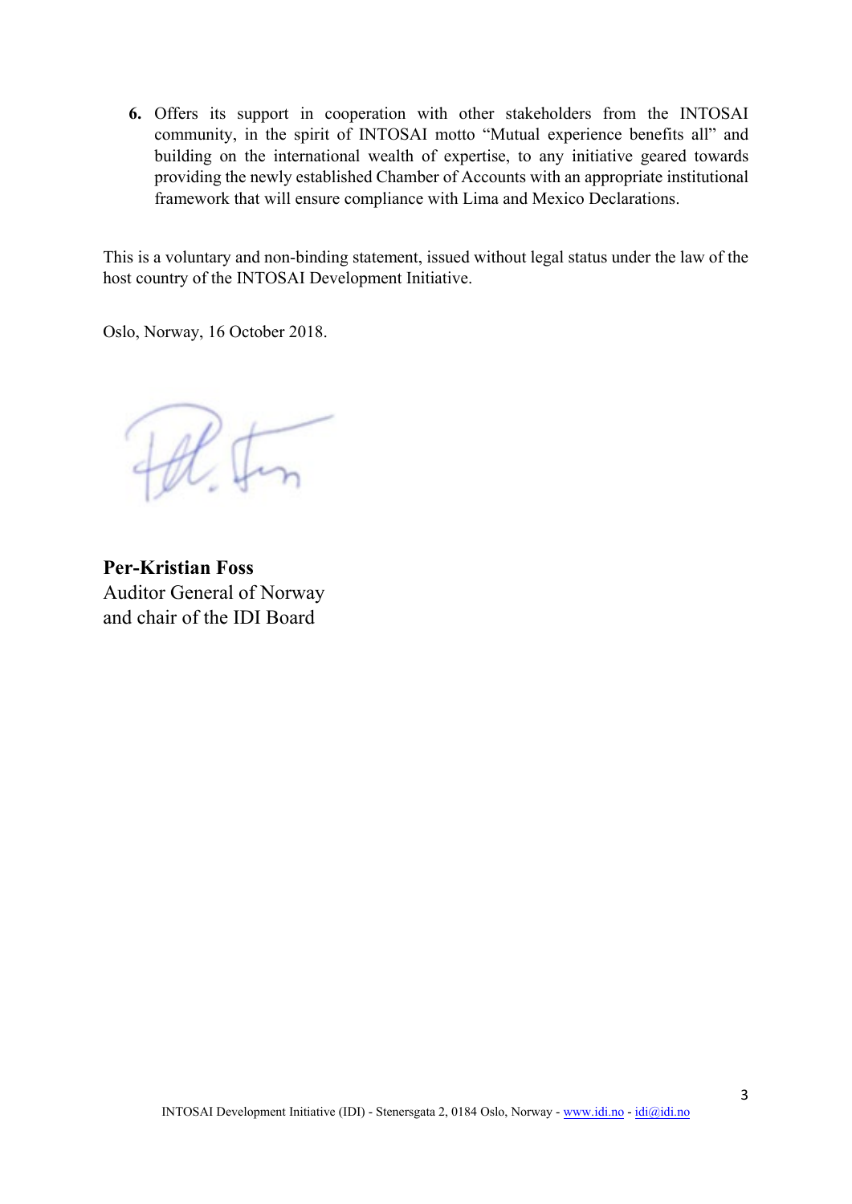6. Offers its support in cooperation with other stakeholders from the INTOSAI community, in the spirit of INTOSAI motto "Mutual experience benefits all" and building on the international wealth of expertise, to any initiative geared towards providing the newly established Chamber of Accounts with an appropriate institutional framework that will ensure compliance with Lima and Mexico Declarations.

This is a voluntary and non-binding statement, issued without legal status under the law of the host country of the INTOSAI Development Initiative.

Oslo, Norway, 16 October 2018.

**Per-Kristian Foss**
Auditor General of Norway
and chair of the IDI Board

INTOSAI Development Initiative (IDI) - Stenersgata 2, 0184 Oslo, Norway - www.idi.no - idi@idi.no